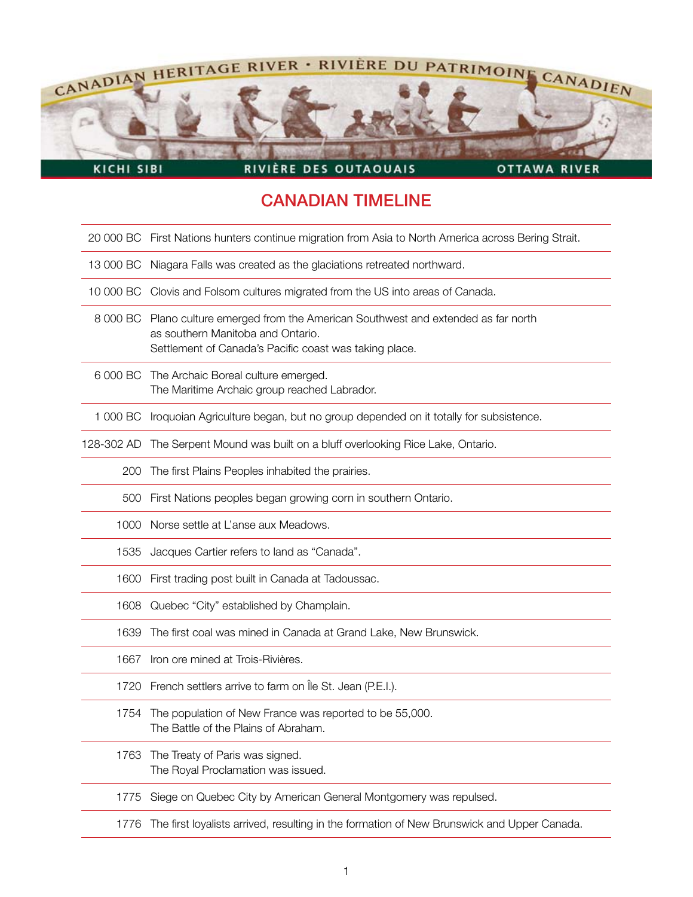CANADIAN HERITAGE RIVER • RIVIÈRE DU PATRIMOINE CANADIEN

KICHI SIBI — RIVIÈRE DES OUTAOUAIS — OTTAWA RIVER

# CANADIAN TIMELINE

| | |
|---|---|
| 20 000 BC | First Nations hunters continue migration from Asia to North America across Bering Strait. |
| 13 000 BC | Niagara Falls was created as the glaciations retreated northward. |
| 10 000 BC | Clovis and Folsom cultures migrated from the US into areas of Canada. |
| 8 000 BC | Plano culture emerged from the American Southwest and extended as far north as southern Manitoba and Ontario.<br>Settlement of Canada's Pacific coast was taking place. |
| 6 000 BC | The Archaic Boreal culture emerged.<br>The Maritime Archaic group reached Labrador. |
| 1 000 BC | Iroquoian Agriculture began, but no group depended on it totally for subsistence. |
| 128-302 AD | The Serpent Mound was built on a bluff overlooking Rice Lake, Ontario. |
| 200 | The first Plains Peoples inhabited the prairies. |
| 500 | First Nations peoples began growing corn in southern Ontario. |
| 1000 | Norse settle at L'anse aux Meadows. |
| 1535 | Jacques Cartier refers to land as "Canada". |
| 1600 | First trading post built in Canada at Tadoussac. |
| 1608 | Quebec "City" established by Champlain. |
| 1639 | The first coal was mined in Canada at Grand Lake, New Brunswick. |
| 1667 | Iron ore mined at Trois-Rivières. |
| 1720 | French settlers arrive to farm on Île St. Jean (P.E.I.). |
| 1754 | The population of New France was reported to be 55,000.<br>The Battle of the Plains of Abraham. |
| 1763 | The Treaty of Paris was signed.<br>The Royal Proclamation was issued. |
| 1775 | Siege on Quebec City by American General Montgomery was repulsed. |
| 1776 | The first loyalists arrived, resulting in the formation of New Brunswick and Upper Canada. |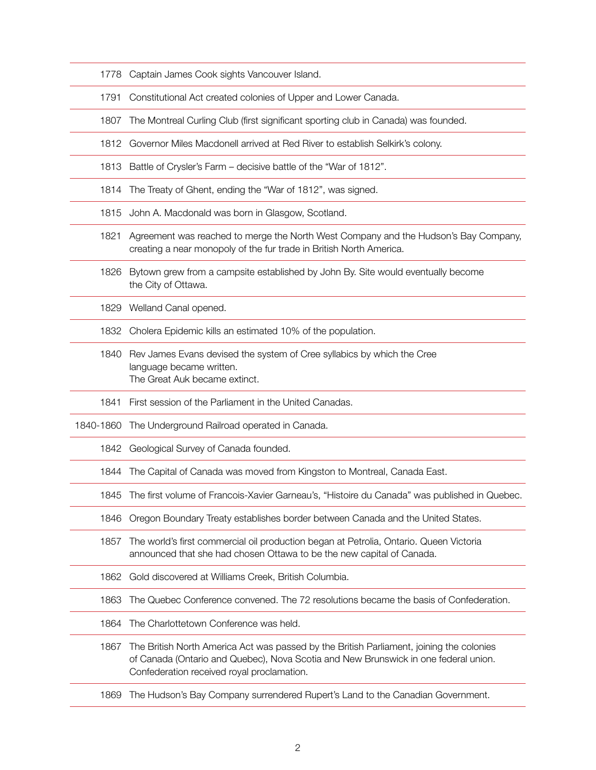| | |
|---|---|
| 1778 | Captain James Cook sights Vancouver Island. |
| 1791 | Constitutional Act created colonies of Upper and Lower Canada. |
| 1807 | The Montreal Curling Club (first significant sporting club in Canada) was founded. |
| 1812 | Governor Miles Macdonell arrived at Red River to establish Selkirk's colony. |
| 1813 | Battle of Crysler's Farm – decisive battle of the "War of 1812". |
| 1814 | The Treaty of Ghent, ending the "War of 1812", was signed. |
| 1815 | John A. Macdonald was born in Glasgow, Scotland. |
| 1821 | Agreement was reached to merge the North West Company and the Hudson's Bay Company, creating a near monopoly of the fur trade in British North America. |
| 1826 | Bytown grew from a campsite established by John By. Site would eventually become the City of Ottawa. |
| 1829 | Welland Canal opened. |
| 1832 | Cholera Epidemic kills an estimated 10% of the population. |
| 1840 | Rev James Evans devised the system of Cree syllabics by which the Cree language became written.<br>The Great Auk became extinct. |
| 1841 | First session of the Parliament in the United Canadas. |
| 1840-1860 | The Underground Railroad operated in Canada. |
| 1842 | Geological Survey of Canada founded. |
| 1844 | The Capital of Canada was moved from Kingston to Montreal, Canada East. |
| 1845 | The first volume of Francois-Xavier Garneau's, "Histoire du Canada" was published in Quebec. |
| 1846 | Oregon Boundary Treaty establishes border between Canada and the United States. |
| 1857 | The world's first commercial oil production began at Petrolia, Ontario. Queen Victoria announced that she had chosen Ottawa to be the new capital of Canada. |
| 1862 | Gold discovered at Williams Creek, British Columbia. |
| 1863 | The Quebec Conference convened. The 72 resolutions became the basis of Confederation. |
| 1864 | The Charlottetown Conference was held. |
| 1867 | The British North America Act was passed by the British Parliament, joining the colonies of Canada (Ontario and Quebec), Nova Scotia and New Brunswick in one federal union. Confederation received royal proclamation. |
| 1869 | The Hudson's Bay Company surrendered Rupert's Land to the Canadian Government. |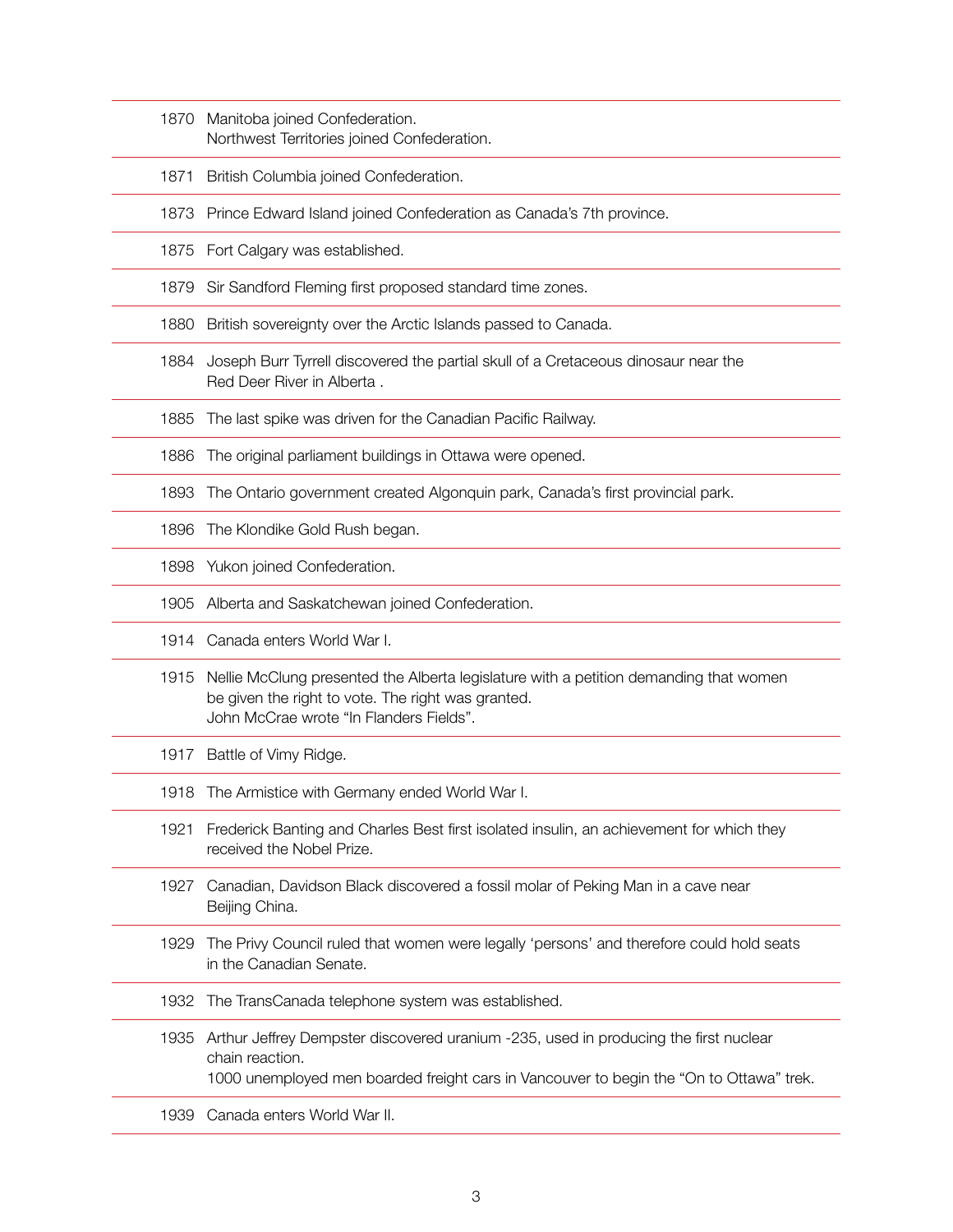| | |
|---|---|
| 1870 | Manitoba joined Confederation.<br>Northwest Territories joined Confederation. |
| 1871 | British Columbia joined Confederation. |
| 1873 | Prince Edward Island joined Confederation as Canada's 7th province. |
| 1875 | Fort Calgary was established. |
| 1879 | Sir Sandford Fleming first proposed standard time zones. |
| 1880 | British sovereignty over the Arctic Islands passed to Canada. |
| 1884 | Joseph Burr Tyrrell discovered the partial skull of a Cretaceous dinosaur near the Red Deer River in Alberta . |
| 1885 | The last spike was driven for the Canadian Pacific Railway. |
| 1886 | The original parliament buildings in Ottawa were opened. |
| 1893 | The Ontario government created Algonquin park, Canada's first provincial park. |
| 1896 | The Klondike Gold Rush began. |
| 1898 | Yukon joined Confederation. |
| 1905 | Alberta and Saskatchewan joined Confederation. |
| 1914 | Canada enters World War I. |
| 1915 | Nellie McClung presented the Alberta legislature with a petition demanding that women be given the right to vote. The right was granted.<br>John McCrae wrote "In Flanders Fields". |
| 1917 | Battle of Vimy Ridge. |
| 1918 | The Armistice with Germany ended World War I. |
| 1921 | Frederick Banting and Charles Best first isolated insulin, an achievement for which they received the Nobel Prize. |
| 1927 | Canadian, Davidson Black discovered a fossil molar of Peking Man in a cave near Beijing China. |
| 1929 | The Privy Council ruled that women were legally 'persons' and therefore could hold seats in the Canadian Senate. |
| 1932 | The TransCanada telephone system was established. |
| 1935 | Arthur Jeffrey Dempster discovered uranium -235, used in producing the first nuclear chain reaction.<br>1000 unemployed men boarded freight cars in Vancouver to begin the "On to Ottawa" trek. |
| 1939 | Canada enters World War II. |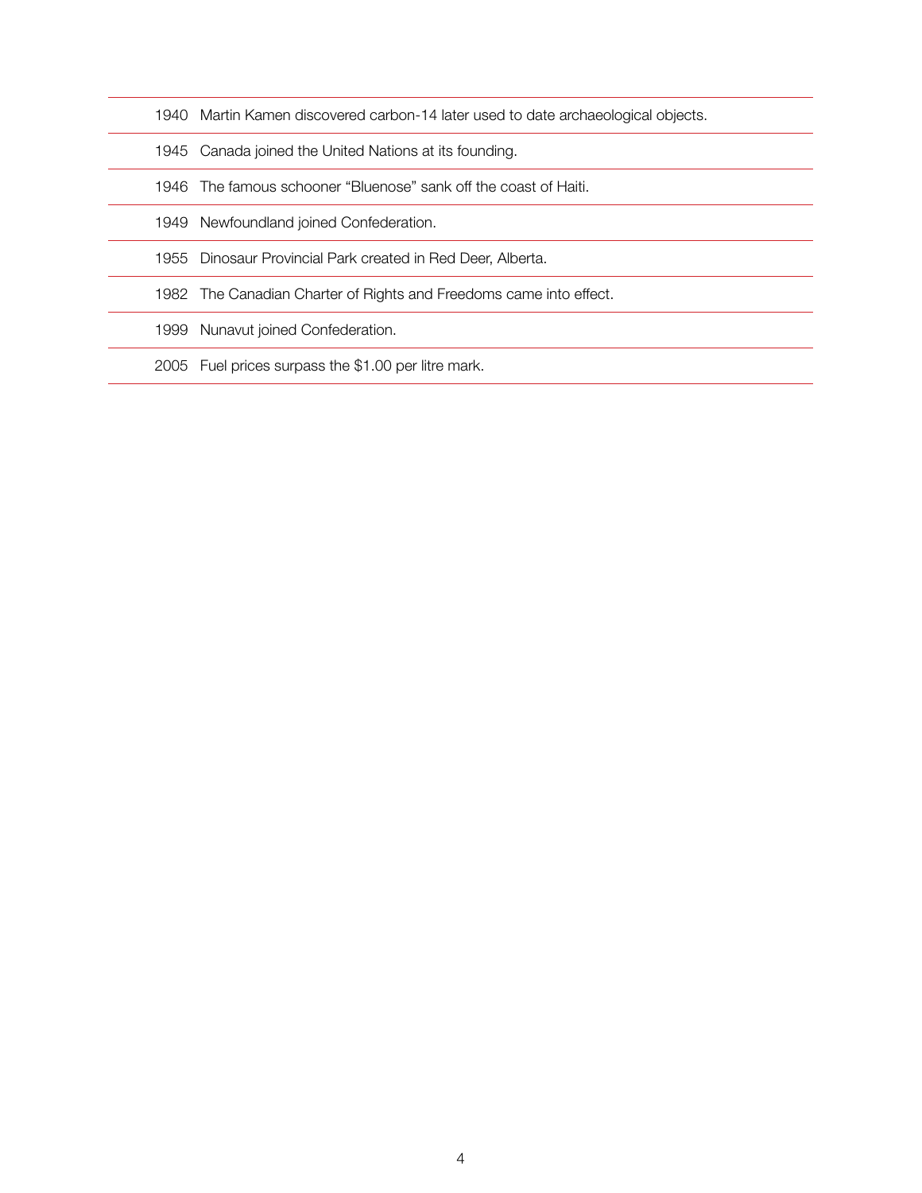| | |
|---|---|
| 1940 | Martin Kamen discovered carbon-14 later used to date archaeological objects. |
| 1945 | Canada joined the United Nations at its founding. |
| 1946 | The famous schooner “Bluenose” sank off the coast of Haiti. |
| 1949 | Newfoundland joined Confederation. |
| 1955 | Dinosaur Provincial Park created in Red Deer, Alberta. |
| 1982 | The Canadian Charter of Rights and Freedoms came into effect. |
| 1999 | Nunavut joined Confederation. |
| 2005 | Fuel prices surpass the $1.00 per litre mark. |